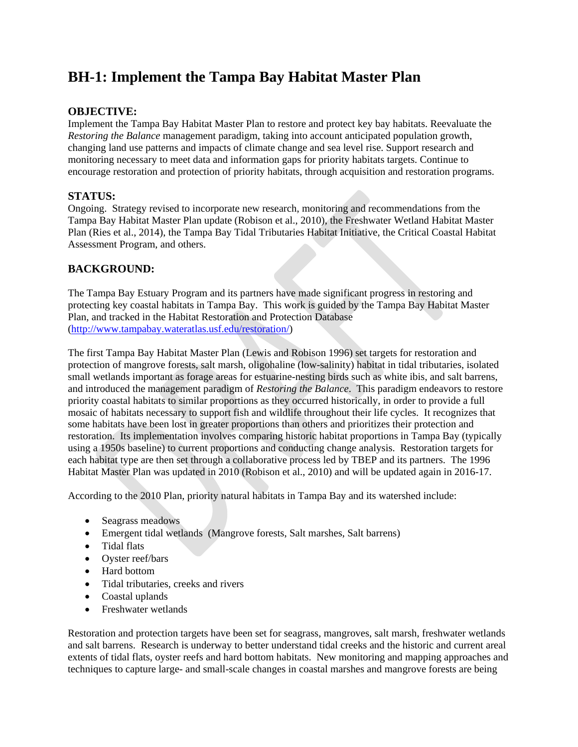# BH-1: Implement the Tampa Bay Habitat Master Plan

## OBJECTIVE:

Implement the Tampa Bay Habitat Master Plan to restore and protect key bay habitats. Reevaluate the *Restoring the Balance* management paradigm, taking into account anticipated population growth, changing land use patterns and impacts of climate change and sea level rise. Support research and monitoring necessary to meet data and information gaps for priority habitats targets. Continue to encourage restoration and protection of priority habitats, through acquisition and restoration programs.

## STATUS:

Ongoing. Strategy revised to incorporate new research, monitoring and recommendations from the Tampa Bay Habitat Master Plan update (Robison et al., 2010), the Freshwater Wetland Habitat Master Plan (Ries et al., 2014), the Tampa Bay Tidal Tributaries Habitat Initiative, the Critical Coastal Habitat Assessment Program, and others.

## BACKGROUND:

The Tampa Bay Estuary Program and its partners have made significant progress in restoring and protecting key coastal habitats in Tampa Bay. This work is guided by the Tampa Bay Habitat Master Plan, and tracked in the Habitat Restoration and Protection Database (http://www.tampabay.wateratlas.usf.edu/restoration/)

The first Tampa Bay Habitat Master Plan (Lewis and Robison 1996) set targets for restoration and protection of mangrove forests, salt marsh, oligohaline (low-salinity) habitat in tidal tributaries, isolated small wetlands important as forage areas for estuarine-nesting birds such as white ibis, and salt barrens, and introduced the management paradigm of *Restoring the Balance*. This paradigm endeavors to restore priority coastal habitats to similar proportions as they occurred historically, in order to provide a full mosaic of habitats necessary to support fish and wildlife throughout their life cycles. It recognizes that some habitats have been lost in greater proportions than others and prioritizes their protection and restoration. Its implementation involves comparing historic habitat proportions in Tampa Bay (typically using a 1950s baseline) to current proportions and conducting change analysis. Restoration targets for each habitat type are then set through a collaborative process led by TBEP and its partners. The 1996 Habitat Master Plan was updated in 2010 (Robison et al., 2010) and will be updated again in 2016-17.

According to the 2010 Plan, priority natural habitats in Tampa Bay and its watershed include:

- Seagrass meadows
- Emergent tidal wetlands (Mangrove forests, Salt marshes, Salt barrens)
- Tidal flats
- Oyster reef/bars
- Hard bottom
- Tidal tributaries, creeks and rivers
- Coastal uplands
- Freshwater wetlands

Restoration and protection targets have been set for seagrass, mangroves, salt marsh, freshwater wetlands and salt barrens. Research is underway to better understand tidal creeks and the historic and current areal extents of tidal flats, oyster reefs and hard bottom habitats. New monitoring and mapping approaches and techniques to capture large- and small-scale changes in coastal marshes and mangrove forests are being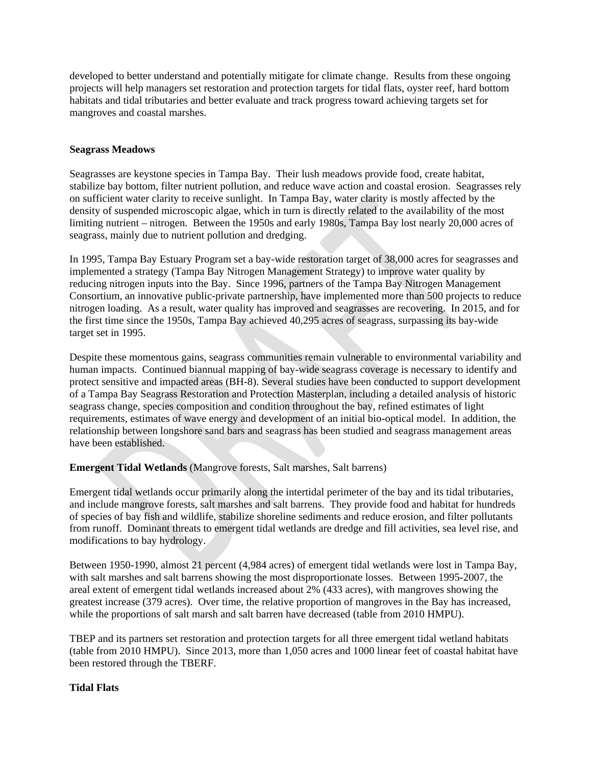developed to better understand and potentially mitigate for climate change. Results from these ongoing projects will help managers set restoration and protection targets for tidal flats, oyster reef, hard bottom habitats and tidal tributaries and better evaluate and track progress toward achieving targets set for mangroves and coastal marshes.

**Seagrass Meadows**

Seagrasses are keystone species in Tampa Bay. Their lush meadows provide food, create habitat, stabilize bay bottom, filter nutrient pollution, and reduce wave action and coastal erosion. Seagrasses rely on sufficient water clarity to receive sunlight. In Tampa Bay, water clarity is mostly affected by the density of suspended microscopic algae, which in turn is directly related to the availability of the most limiting nutrient – nitrogen. Between the 1950s and early 1980s, Tampa Bay lost nearly 20,000 acres of seagrass, mainly due to nutrient pollution and dredging.

In 1995, Tampa Bay Estuary Program set a bay-wide restoration target of 38,000 acres for seagrasses and implemented a strategy (Tampa Bay Nitrogen Management Strategy) to improve water quality by reducing nitrogen inputs into the Bay. Since 1996, partners of the Tampa Bay Nitrogen Management Consortium, an innovative public-private partnership, have implemented more than 500 projects to reduce nitrogen loading. As a result, water quality has improved and seagrasses are recovering. In 2015, and for the first time since the 1950s, Tampa Bay achieved 40,295 acres of seagrass, surpassing its bay-wide target set in 1995.

Despite these momentous gains, seagrass communities remain vulnerable to environmental variability and human impacts. Continued biannual mapping of bay-wide seagrass coverage is necessary to identify and protect sensitive and impacted areas (BH-8). Several studies have been conducted to support development of a Tampa Bay Seagrass Restoration and Protection Masterplan, including a detailed analysis of historic seagrass change, species composition and condition throughout the bay, refined estimates of light requirements, estimates of wave energy and development of an initial bio-optical model. In addition, the relationship between longshore sand bars and seagrass has been studied and seagrass management areas have been established.

**Emergent Tidal Wetlands** (Mangrove forests, Salt marshes, Salt barrens)

Emergent tidal wetlands occur primarily along the intertidal perimeter of the bay and its tidal tributaries, and include mangrove forests, salt marshes and salt barrens. They provide food and habitat for hundreds of species of bay fish and wildlife, stabilize shoreline sediments and reduce erosion, and filter pollutants from runoff. Dominant threats to emergent tidal wetlands are dredge and fill activities, sea level rise, and modifications to bay hydrology.

Between 1950-1990, almost 21 percent (4,984 acres) of emergent tidal wetlands were lost in Tampa Bay, with salt marshes and salt barrens showing the most disproportionate losses. Between 1995-2007, the areal extent of emergent tidal wetlands increased about 2% (433 acres), with mangroves showing the greatest increase (379 acres). Over time, the relative proportion of mangroves in the Bay has increased, while the proportions of salt marsh and salt barren have decreased (table from 2010 HMPU).

TBEP and its partners set restoration and protection targets for all three emergent tidal wetland habitats (table from 2010 HMPU). Since 2013, more than 1,050 acres and 1000 linear feet of coastal habitat have been restored through the TBERF.

**Tidal Flats**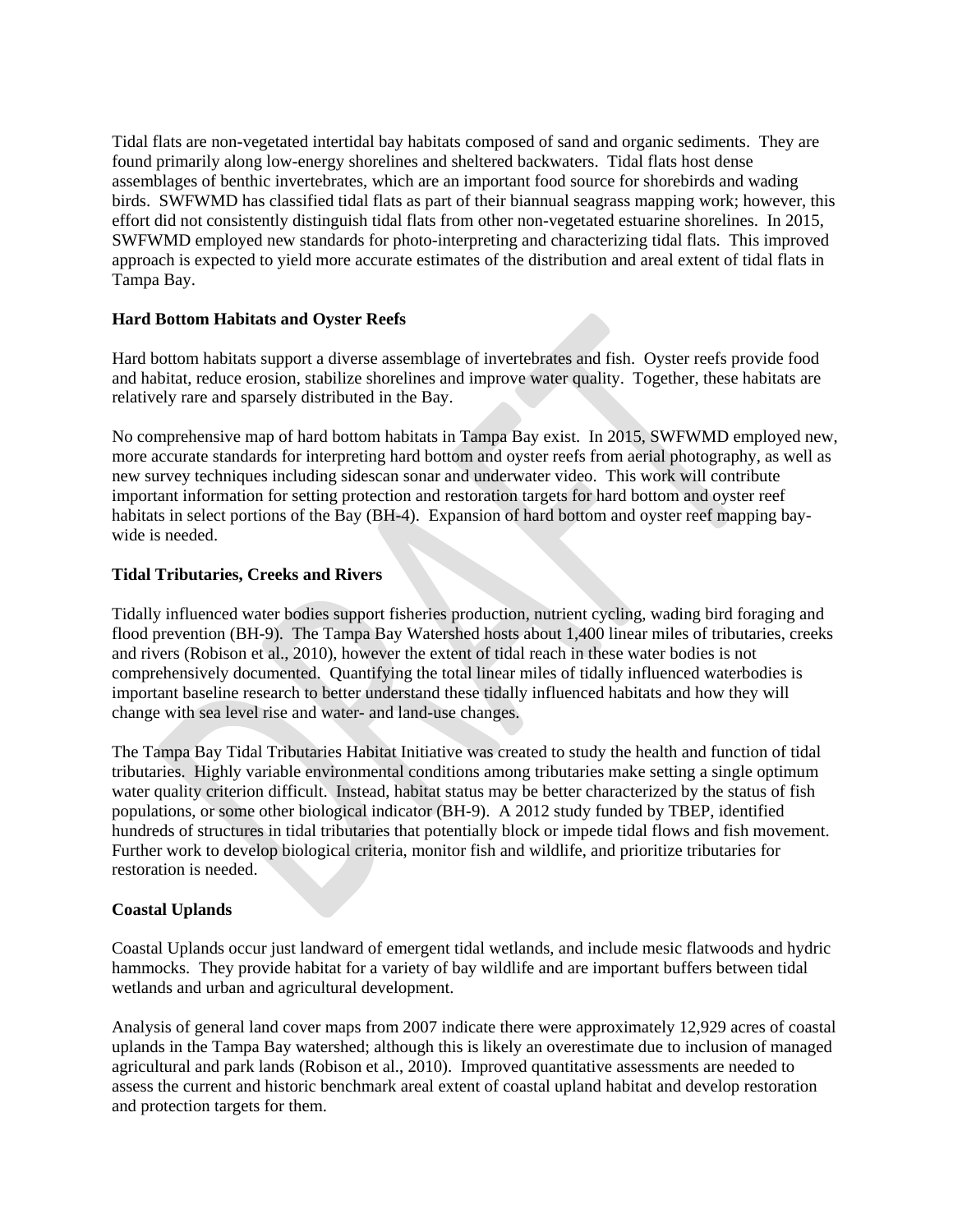Tidal flats are non-vegetated intertidal bay habitats composed of sand and organic sediments. They are found primarily along low-energy shorelines and sheltered backwaters. Tidal flats host dense assemblages of benthic invertebrates, which are an important food source for shorebirds and wading birds. SWFWMD has classified tidal flats as part of their biannual seagrass mapping work; however, this effort did not consistently distinguish tidal flats from other non-vegetated estuarine shorelines. In 2015, SWFWMD employed new standards for photo-interpreting and characterizing tidal flats. This improved approach is expected to yield more accurate estimates of the distribution and areal extent of tidal flats in Tampa Bay.

**Hard Bottom Habitats and Oyster Reefs**

Hard bottom habitats support a diverse assemblage of invertebrates and fish. Oyster reefs provide food and habitat, reduce erosion, stabilize shorelines and improve water quality. Together, these habitats are relatively rare and sparsely distributed in the Bay.

No comprehensive map of hard bottom habitats in Tampa Bay exist. In 2015, SWFWMD employed new, more accurate standards for interpreting hard bottom and oyster reefs from aerial photography, as well as new survey techniques including sidescan sonar and underwater video. This work will contribute important information for setting protection and restoration targets for hard bottom and oyster reef habitats in select portions of the Bay (BH-4). Expansion of hard bottom and oyster reef mapping bay-wide is needed.

**Tidal Tributaries, Creeks and Rivers**

Tidally influenced water bodies support fisheries production, nutrient cycling, wading bird foraging and flood prevention (BH-9). The Tampa Bay Watershed hosts about 1,400 linear miles of tributaries, creeks and rivers (Robison et al., 2010), however the extent of tidal reach in these water bodies is not comprehensively documented. Quantifying the total linear miles of tidally influenced waterbodies is important baseline research to better understand these tidally influenced habitats and how they will change with sea level rise and water- and land-use changes.

The Tampa Bay Tidal Tributaries Habitat Initiative was created to study the health and function of tidal tributaries. Highly variable environmental conditions among tributaries make setting a single optimum water quality criterion difficult. Instead, habitat status may be better characterized by the status of fish populations, or some other biological indicator (BH-9). A 2012 study funded by TBEP, identified hundreds of structures in tidal tributaries that potentially block or impede tidal flows and fish movement. Further work to develop biological criteria, monitor fish and wildlife, and prioritize tributaries for restoration is needed.

**Coastal Uplands**

Coastal Uplands occur just landward of emergent tidal wetlands, and include mesic flatwoods and hydric hammocks. They provide habitat for a variety of bay wildlife and are important buffers between tidal wetlands and urban and agricultural development.

Analysis of general land cover maps from 2007 indicate there were approximately 12,929 acres of coastal uplands in the Tampa Bay watershed; although this is likely an overestimate due to inclusion of managed agricultural and park lands (Robison et al., 2010). Improved quantitative assessments are needed to assess the current and historic benchmark areal extent of coastal upland habitat and develop restoration and protection targets for them.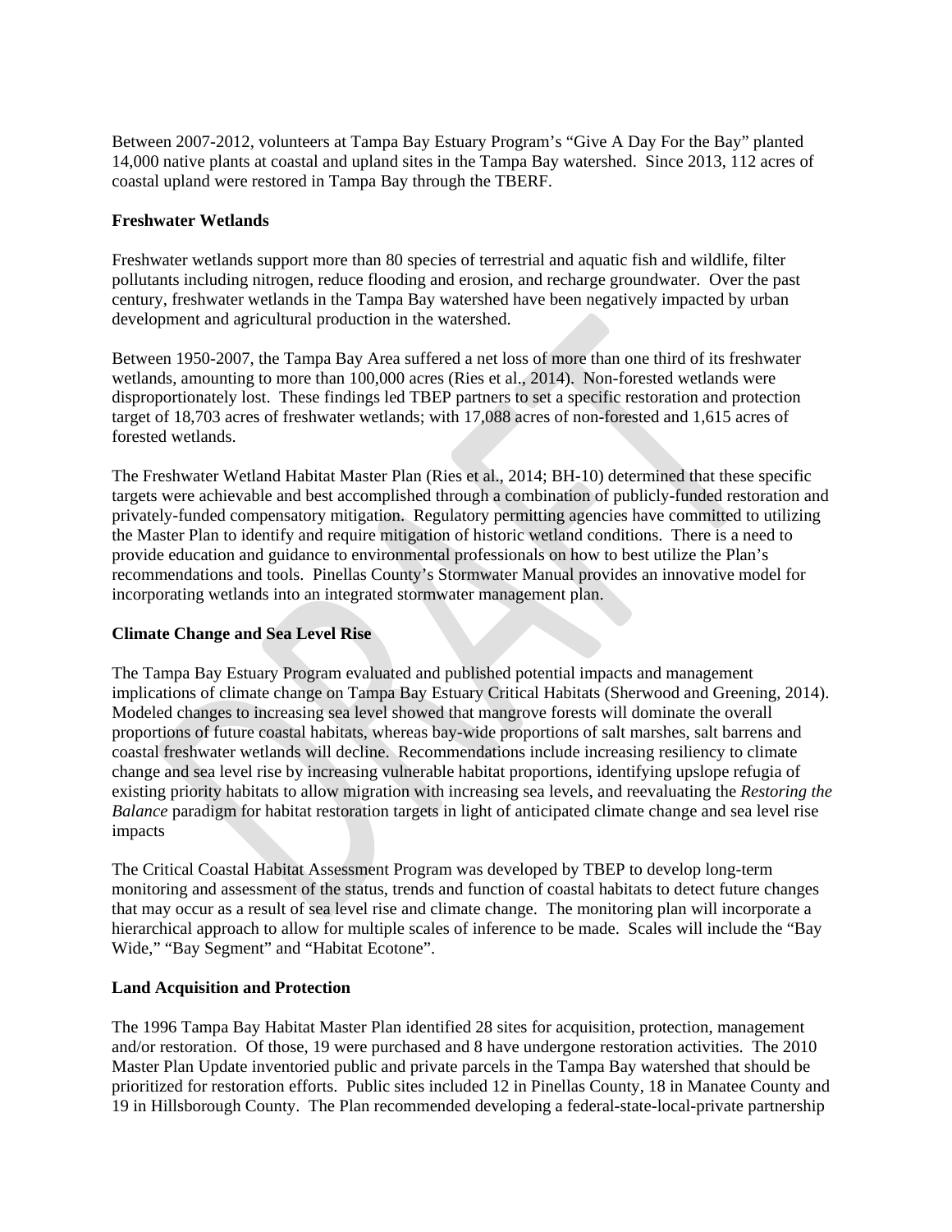Between 2007-2012, volunteers at Tampa Bay Estuary Program's "Give A Day For the Bay" planted 14,000 native plants at coastal and upland sites in the Tampa Bay watershed. Since 2013, 112 acres of coastal upland were restored in Tampa Bay through the TBERF.

**Freshwater Wetlands**

Freshwater wetlands support more than 80 species of terrestrial and aquatic fish and wildlife, filter pollutants including nitrogen, reduce flooding and erosion, and recharge groundwater. Over the past century, freshwater wetlands in the Tampa Bay watershed have been negatively impacted by urban development and agricultural production in the watershed.

Between 1950-2007, the Tampa Bay Area suffered a net loss of more than one third of its freshwater wetlands, amounting to more than 100,000 acres (Ries et al., 2014). Non-forested wetlands were disproportionately lost. These findings led TBEP partners to set a specific restoration and protection target of 18,703 acres of freshwater wetlands; with 17,088 acres of non-forested and 1,615 acres of forested wetlands.

The Freshwater Wetland Habitat Master Plan (Ries et al., 2014; BH-10) determined that these specific targets were achievable and best accomplished through a combination of publicly-funded restoration and privately-funded compensatory mitigation. Regulatory permitting agencies have committed to utilizing the Master Plan to identify and require mitigation of historic wetland conditions. There is a need to provide education and guidance to environmental professionals on how to best utilize the Plan's recommendations and tools. Pinellas County's Stormwater Manual provides an innovative model for incorporating wetlands into an integrated stormwater management plan.

**Climate Change and Sea Level Rise**

The Tampa Bay Estuary Program evaluated and published potential impacts and management implications of climate change on Tampa Bay Estuary Critical Habitats (Sherwood and Greening, 2014). Modeled changes to increasing sea level showed that mangrove forests will dominate the overall proportions of future coastal habitats, whereas bay-wide proportions of salt marshes, salt barrens and coastal freshwater wetlands will decline. Recommendations include increasing resiliency to climate change and sea level rise by increasing vulnerable habitat proportions, identifying upslope refugia of existing priority habitats to allow migration with increasing sea levels, and reevaluating the *Restoring the Balance* paradigm for habitat restoration targets in light of anticipated climate change and sea level rise impacts

The Critical Coastal Habitat Assessment Program was developed by TBEP to develop long-term monitoring and assessment of the status, trends and function of coastal habitats to detect future changes that may occur as a result of sea level rise and climate change. The monitoring plan will incorporate a hierarchical approach to allow for multiple scales of inference to be made. Scales will include the "Bay Wide," "Bay Segment" and "Habitat Ecotone".

**Land Acquisition and Protection**

The 1996 Tampa Bay Habitat Master Plan identified 28 sites for acquisition, protection, management and/or restoration. Of those, 19 were purchased and 8 have undergone restoration activities. The 2010 Master Plan Update inventoried public and private parcels in the Tampa Bay watershed that should be prioritized for restoration efforts. Public sites included 12 in Pinellas County, 18 in Manatee County and 19 in Hillsborough County. The Plan recommended developing a federal-state-local-private partnership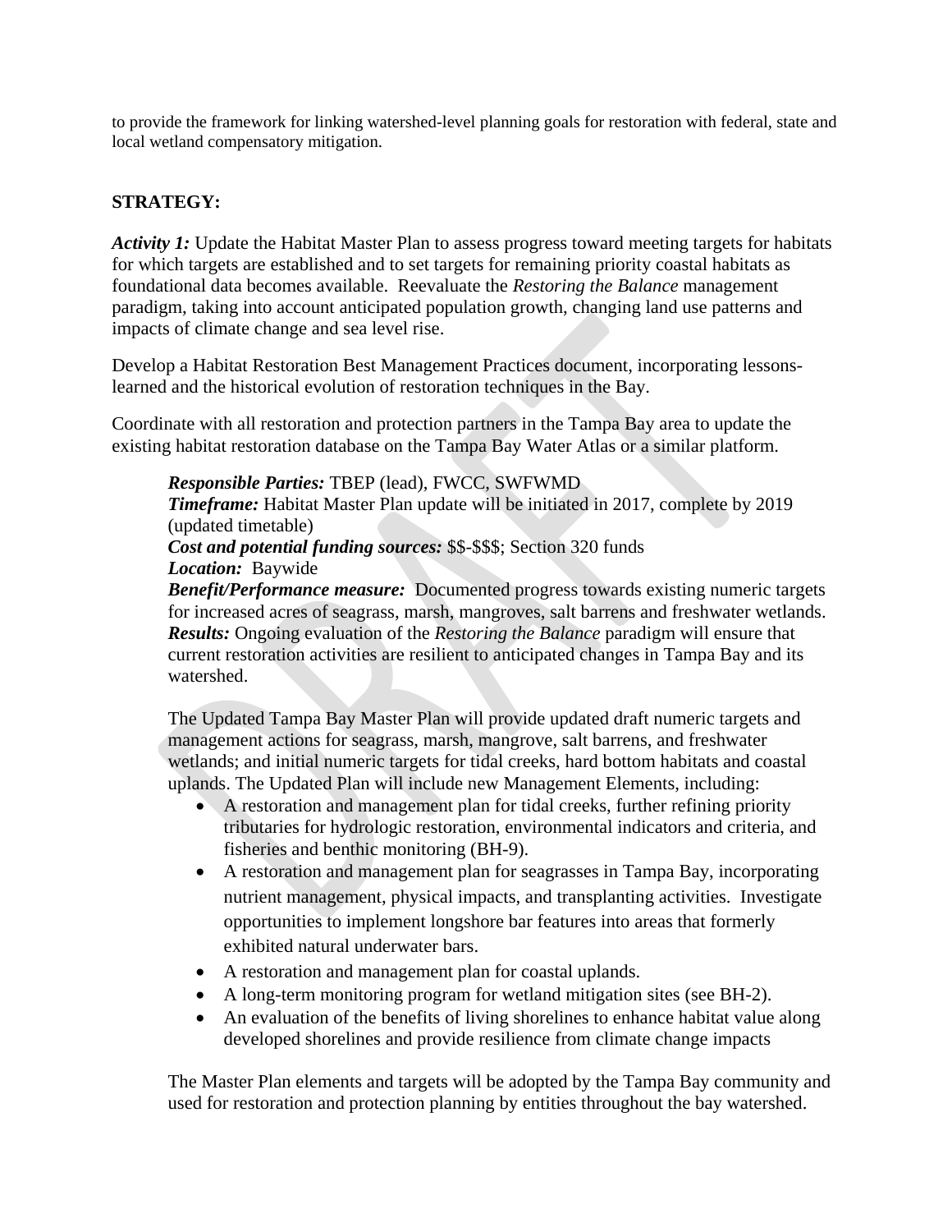to provide the framework for linking watershed-level planning goals for restoration with federal, state and local wetland compensatory mitigation.

**STRATEGY:**

***Activity 1:*** Update the Habitat Master Plan to assess progress toward meeting targets for habitats for which targets are established and to set targets for remaining priority coastal habitats as foundational data becomes available. Reevaluate the *Restoring the Balance* management paradigm, taking into account anticipated population growth, changing land use patterns and impacts of climate change and sea level rise.

Develop a Habitat Restoration Best Management Practices document, incorporating lessons-learned and the historical evolution of restoration techniques in the Bay.

Coordinate with all restoration and protection partners in the Tampa Bay area to update the existing habitat restoration database on the Tampa Bay Water Atlas or a similar platform.

> ***Responsible Parties:*** TBEP (lead), FWCC, SWFWMD
> ***Timeframe:*** Habitat Master Plan update will be initiated in 2017, complete by 2019 (updated timetable)
> ***Cost and potential funding sources:*** $$-$$$; Section 320 funds
> ***Location:*** Baywide
> ***Benefit/Performance measure:*** Documented progress towards existing numeric targets for increased acres of seagrass, marsh, mangroves, salt barrens and freshwater wetlands.
> ***Results:*** Ongoing evaluation of the *Restoring the Balance* paradigm will ensure that current restoration activities are resilient to anticipated changes in Tampa Bay and its watershed.
>
> The Updated Tampa Bay Master Plan will provide updated draft numeric targets and management actions for seagrass, marsh, mangrove, salt barrens, and freshwater wetlands; and initial numeric targets for tidal creeks, hard bottom habitats and coastal uplands. The Updated Plan will include new Management Elements, including:
>
> - A restoration and management plan for tidal creeks, further refining priority tributaries for hydrologic restoration, environmental indicators and criteria, and fisheries and benthic monitoring (BH-9).
> - A restoration and management plan for seagrasses in Tampa Bay, incorporating nutrient management, physical impacts, and transplanting activities. Investigate opportunities to implement longshore bar features into areas that formerly exhibited natural underwater bars.
> - A restoration and management plan for coastal uplands.
> - A long-term monitoring program for wetland mitigation sites (see BH-2).
> - An evaluation of the benefits of living shorelines to enhance habitat value along developed shorelines and provide resilience from climate change impacts
>
> The Master Plan elements and targets will be adopted by the Tampa Bay community and used for restoration and protection planning by entities throughout the bay watershed.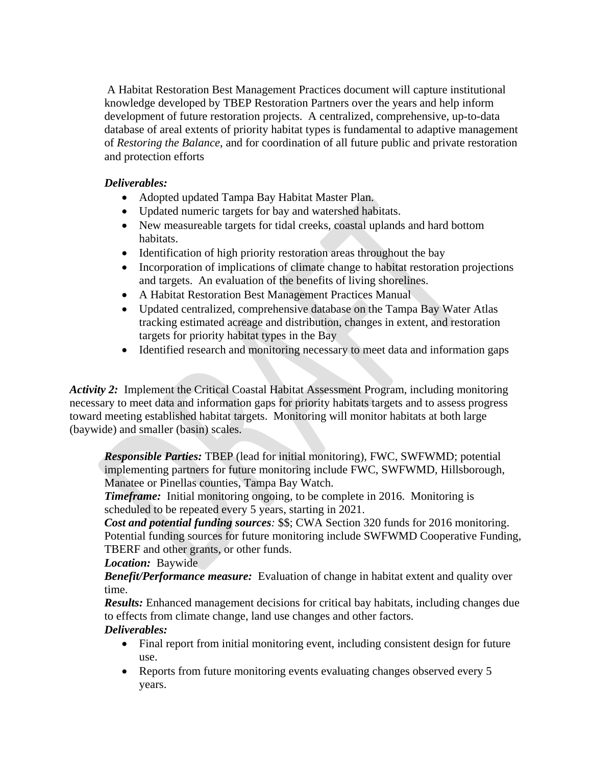A Habitat Restoration Best Management Practices document will capture institutional knowledge developed by TBEP Restoration Partners over the years and help inform development of future restoration projects. A centralized, comprehensive, up-to-data database of areal extents of priority habitat types is fundamental to adaptive management of *Restoring the Balance*, and for coordination of all future public and private restoration and protection efforts

***Deliverables:***

- Adopted updated Tampa Bay Habitat Master Plan.
- Updated numeric targets for bay and watershed habitats.
- New measureable targets for tidal creeks, coastal uplands and hard bottom habitats.
- Identification of high priority restoration areas throughout the bay
- Incorporation of implications of climate change to habitat restoration projections and targets. An evaluation of the benefits of living shorelines.
- A Habitat Restoration Best Management Practices Manual
- Updated centralized, comprehensive database on the Tampa Bay Water Atlas tracking estimated acreage and distribution, changes in extent, and restoration targets for priority habitat types in the Bay
- Identified research and monitoring necessary to meet data and information gaps

***Activity 2:*** Implement the Critical Coastal Habitat Assessment Program, including monitoring necessary to meet data and information gaps for priority habitats targets and to assess progress toward meeting established habitat targets. Monitoring will monitor habitats at both large (baywide) and smaller (basin) scales.

***Responsible Parties:*** TBEP (lead for initial monitoring), FWC, SWFWMD; potential implementing partners for future monitoring include FWC, SWFWMD, Hillsborough, Manatee or Pinellas counties, Tampa Bay Watch.
***Timeframe:*** Initial monitoring ongoing, to be complete in 2016. Monitoring is scheduled to be repeated every 5 years, starting in 2021.
***Cost and potential funding sources:*** $$; CWA Section 320 funds for 2016 monitoring. Potential funding sources for future monitoring include SWFWMD Cooperative Funding, TBERF and other grants, or other funds.
***Location:*** Baywide
***Benefit/Performance measure:*** Evaluation of change in habitat extent and quality over time.
***Results:*** Enhanced management decisions for critical bay habitats, including changes due to effects from climate change, land use changes and other factors.
***Deliverables:***

- Final report from initial monitoring event, including consistent design for future use.
- Reports from future monitoring events evaluating changes observed every 5 years.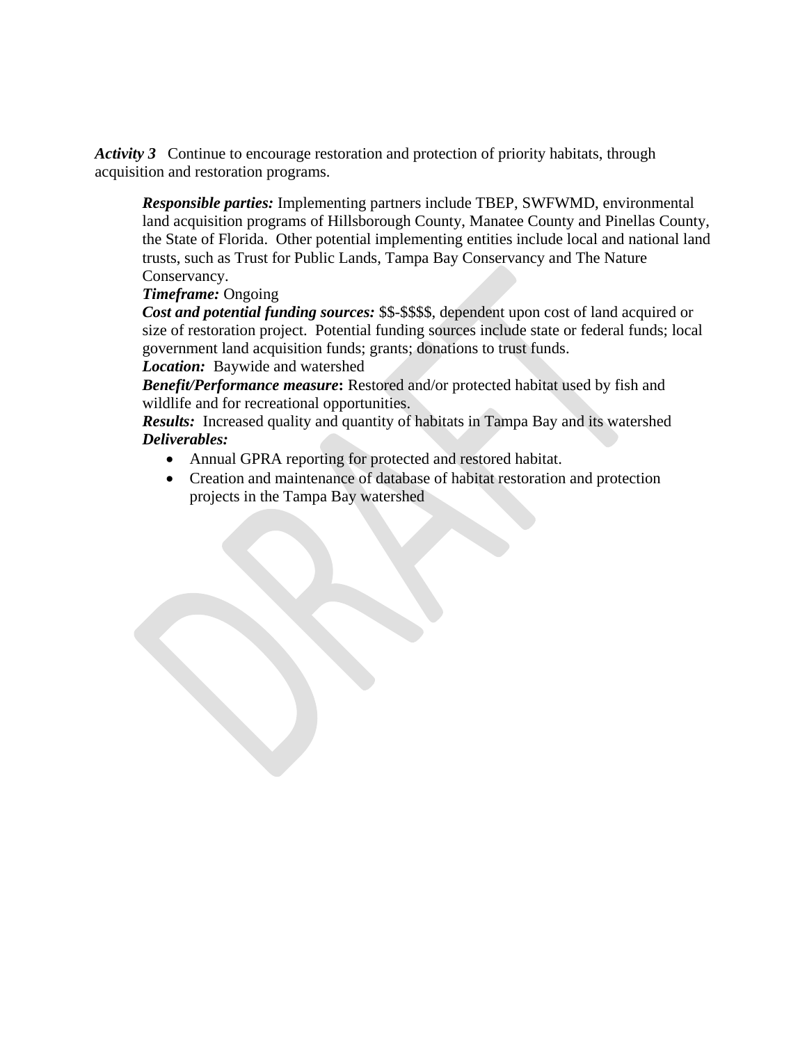***Activity 3*** Continue to encourage restoration and protection of priority habitats, through acquisition and restoration programs.

***Responsible parties:*** Implementing partners include TBEP, SWFWMD, environmental land acquisition programs of Hillsborough County, Manatee County and Pinellas County, the State of Florida. Other potential implementing entities include local and national land trusts, such as Trust for Public Lands, Tampa Bay Conservancy and The Nature Conservancy.
***Timeframe:*** Ongoing
***Cost and potential funding sources:*** $$-$$$$, dependent upon cost of land acquired or size of restoration project. Potential funding sources include state or federal funds; local government land acquisition funds; grants; donations to trust funds.
***Location:*** Baywide and watershed
***Benefit/Performance measure*:** Restored and/or protected habitat used by fish and wildlife and for recreational opportunities.
***Results:*** Increased quality and quantity of habitats in Tampa Bay and its watershed
***Deliverables:***

- Annual GPRA reporting for protected and restored habitat.
- Creation and maintenance of database of habitat restoration and protection projects in the Tampa Bay watershed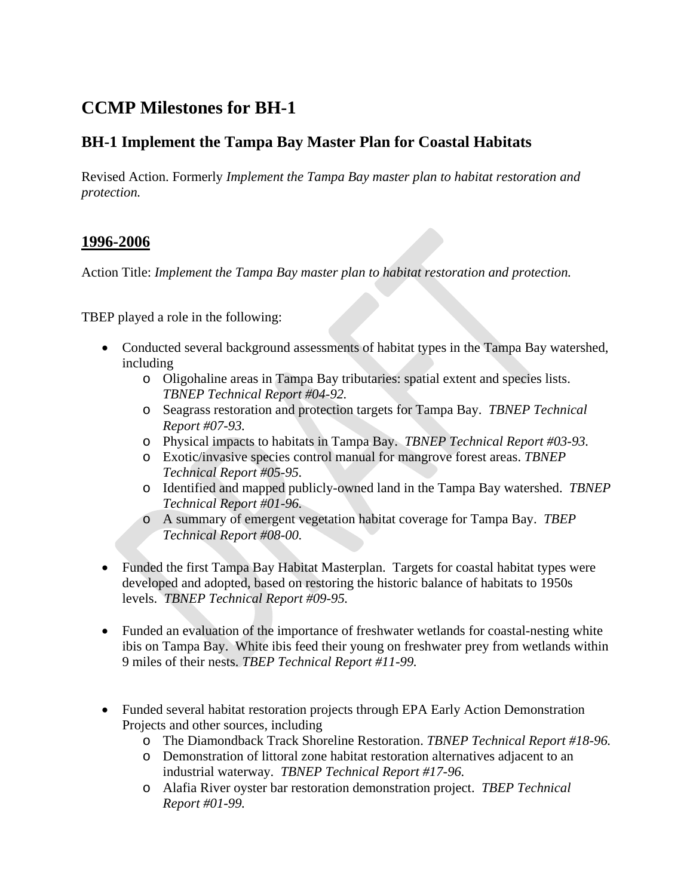# CCMP Milestones for BH-1

## BH-1 Implement the Tampa Bay Master Plan for Coastal Habitats

Revised Action. Formerly *Implement the Tampa Bay master plan to habitat restoration and protection.*

### 1996-2006

Action Title: *Implement the Tampa Bay master plan to habitat restoration and protection.*

TBEP played a role in the following:

- Conducted several background assessments of habitat types in the Tampa Bay watershed, including
  - Oligohaline areas in Tampa Bay tributaries: spatial extent and species lists. *TBNEP Technical Report #04-92.*
  - Seagrass restoration and protection targets for Tampa Bay. *TBNEP Technical Report #07-93.*
  - Physical impacts to habitats in Tampa Bay. *TBNEP Technical Report #03-93.*
  - Exotic/invasive species control manual for mangrove forest areas. *TBNEP Technical Report #05-95.*
  - Identified and mapped publicly-owned land in the Tampa Bay watershed. *TBNEP Technical Report #01-96.*
  - A summary of emergent vegetation habitat coverage for Tampa Bay. *TBEP Technical Report #08-00.*

- Funded the first Tampa Bay Habitat Masterplan. Targets for coastal habitat types were developed and adopted, based on restoring the historic balance of habitats to 1950s levels. *TBNEP Technical Report #09-95.*

- Funded an evaluation of the importance of freshwater wetlands for coastal-nesting white ibis on Tampa Bay. White ibis feed their young on freshwater prey from wetlands within 9 miles of their nests. *TBEP Technical Report #11-99.*

- Funded several habitat restoration projects through EPA Early Action Demonstration Projects and other sources, including
  - The Diamondback Track Shoreline Restoration. *TBNEP Technical Report #18-96.*
  - Demonstration of littoral zone habitat restoration alternatives adjacent to an industrial waterway. *TBNEP Technical Report #17-96.*
  - Alafia River oyster bar restoration demonstration project. *TBEP Technical Report #01-99.*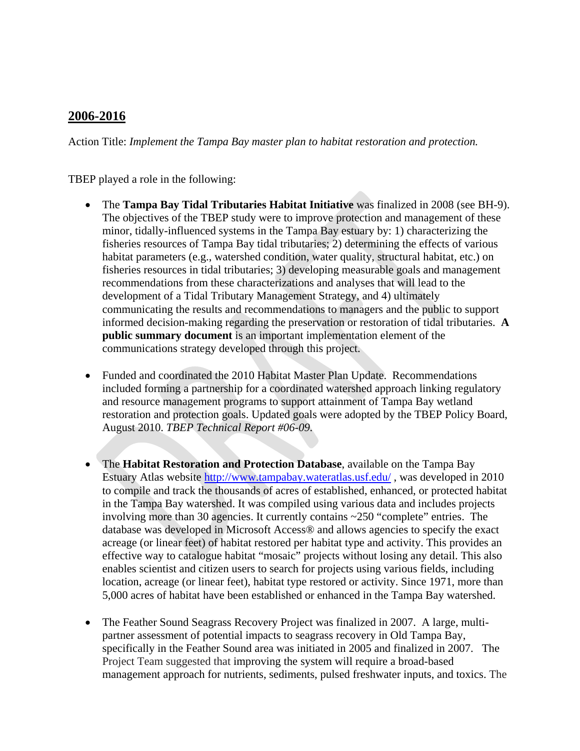## 2006-2016

Action Title: *Implement the Tampa Bay master plan to habitat restoration and protection.*

TBEP played a role in the following:

- The **Tampa Bay Tidal Tributaries Habitat Initiative** was finalized in 2008 (see BH-9). The objectives of the TBEP study were to improve protection and management of these minor, tidally-influenced systems in the Tampa Bay estuary by: 1) characterizing the fisheries resources of Tampa Bay tidal tributaries; 2) determining the effects of various habitat parameters (e.g., watershed condition, water quality, structural habitat, etc.) on fisheries resources in tidal tributaries; 3) developing measurable goals and management recommendations from these characterizations and analyses that will lead to the development of a Tidal Tributary Management Strategy, and 4) ultimately communicating the results and recommendations to managers and the public to support informed decision-making regarding the preservation or restoration of tidal tributaries. **A public summary document** is an important implementation element of the communications strategy developed through this project.

- Funded and coordinated the 2010 Habitat Master Plan Update. Recommendations included forming a partnership for a coordinated watershed approach linking regulatory and resource management programs to support attainment of Tampa Bay wetland restoration and protection goals. Updated goals were adopted by the TBEP Policy Board, August 2010. *TBEP Technical Report #06-09.*

- The **Habitat Restoration and Protection Database**, available on the Tampa Bay Estuary Atlas website http://www.tampabay.wateratlas.usf.edu/ , was developed in 2010 to compile and track the thousands of acres of established, enhanced, or protected habitat in the Tampa Bay watershed. It was compiled using various data and includes projects involving more than 30 agencies. It currently contains ~250 "complete" entries. The database was developed in Microsoft Access® and allows agencies to specify the exact acreage (or linear feet) of habitat restored per habitat type and activity. This provides an effective way to catalogue habitat "mosaic" projects without losing any detail. This also enables scientist and citizen users to search for projects using various fields, including location, acreage (or linear feet), habitat type restored or activity. Since 1971, more than 5,000 acres of habitat have been established or enhanced in the Tampa Bay watershed.

- The Feather Sound Seagrass Recovery Project was finalized in 2007. A large, multi-partner assessment of potential impacts to seagrass recovery in Old Tampa Bay, specifically in the Feather Sound area was initiated in 2005 and finalized in 2007. The Project Team suggested that improving the system will require a broad-based management approach for nutrients, sediments, pulsed freshwater inputs, and toxics. The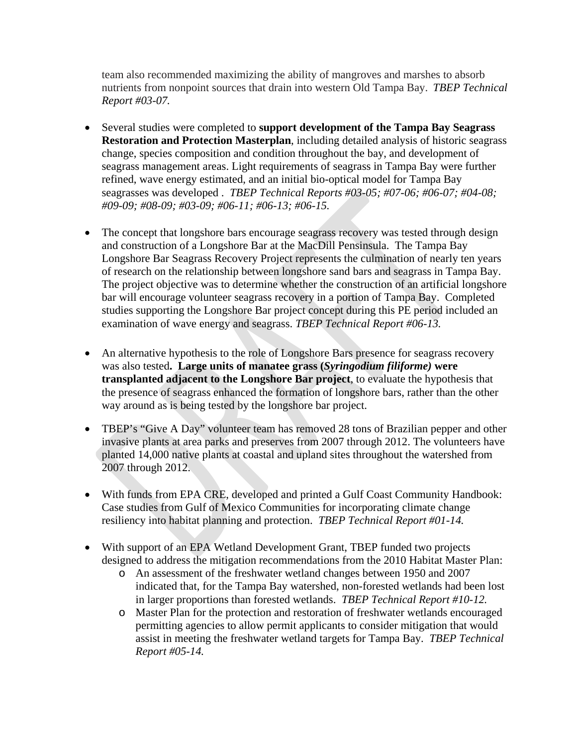team also recommended maximizing the ability of mangroves and marshes to absorb nutrients from nonpoint sources that drain into western Old Tampa Bay. *TBEP Technical Report #03-07.*

- Several studies were completed to **support development of the Tampa Bay Seagrass Restoration and Protection Masterplan**, including detailed analysis of historic seagrass change, species composition and condition throughout the bay, and development of seagrass management areas. Light requirements of seagrass in Tampa Bay were further refined, wave energy estimated, and an initial bio-optical model for Tampa Bay seagrasses was developed . *TBEP Technical Reports #03-05; #07-06; #06-07; #04-08; #09-09; #08-09; #03-09; #06-11; #06-13; #06-15.*

- The concept that longshore bars encourage seagrass recovery was tested through design and construction of a Longshore Bar at the MacDill Pensinsula. The Tampa Bay Longshore Bar Seagrass Recovery Project represents the culmination of nearly ten years of research on the relationship between longshore sand bars and seagrass in Tampa Bay. The project objective was to determine whether the construction of an artificial longshore bar will encourage volunteer seagrass recovery in a portion of Tampa Bay. Completed studies supporting the Longshore Bar project concept during this PE period included an examination of wave energy and seagrass. *TBEP Technical Report #06-13.*

- An alternative hypothesis to the role of Longshore Bars presence for seagrass recovery was also tested**. Large units of manatee grass (*Syringodium filiforme)* were transplanted adjacent to the Longshore Bar project**, to evaluate the hypothesis that the presence of seagrass enhanced the formation of longshore bars, rather than the other way around as is being tested by the longshore bar project.

- TBEP's "Give A Day" volunteer team has removed 28 tons of Brazilian pepper and other invasive plants at area parks and preserves from 2007 through 2012. The volunteers have planted 14,000 native plants at coastal and upland sites throughout the watershed from 2007 through 2012.

- With funds from EPA CRE, developed and printed a Gulf Coast Community Handbook: Case studies from Gulf of Mexico Communities for incorporating climate change resiliency into habitat planning and protection. *TBEP Technical Report #01-14.*

- With support of an EPA Wetland Development Grant, TBEP funded two projects designed to address the mitigation recommendations from the 2010 Habitat Master Plan:
  - An assessment of the freshwater wetland changes between 1950 and 2007 indicated that, for the Tampa Bay watershed, non-forested wetlands had been lost in larger proportions than forested wetlands. *TBEP Technical Report #10-12.*
  - Master Plan for the protection and restoration of freshwater wetlands encouraged permitting agencies to allow permit applicants to consider mitigation that would assist in meeting the freshwater wetland targets for Tampa Bay. *TBEP Technical Report #05-14.*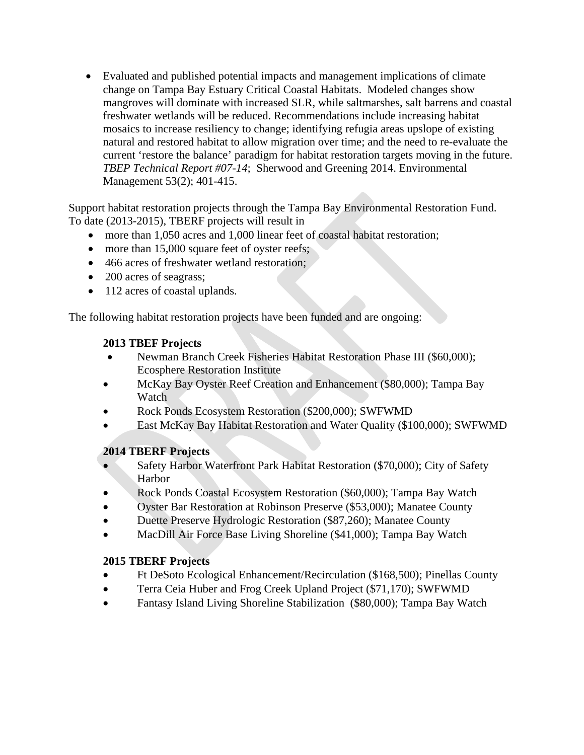- Evaluated and published potential impacts and management implications of climate change on Tampa Bay Estuary Critical Coastal Habitats. Modeled changes show mangroves will dominate with increased SLR, while saltmarshes, salt barrens and coastal freshwater wetlands will be reduced. Recommendations include increasing habitat mosaics to increase resiliency to change; identifying refugia areas upslope of existing natural and restored habitat to allow migration over time; and the need to re-evaluate the current 'restore the balance' paradigm for habitat restoration targets moving in the future. *TBEP Technical Report #07-14*; Sherwood and Greening 2014. Environmental Management 53(2); 401-415.

Support habitat restoration projects through the Tampa Bay Environmental Restoration Fund. To date (2013-2015), TBERF projects will result in

- more than 1,050 acres and 1,000 linear feet of coastal habitat restoration;
- more than 15,000 square feet of oyster reefs;
- 466 acres of freshwater wetland restoration;
- 200 acres of seagrass;
- 112 acres of coastal uplands.

The following habitat restoration projects have been funded and are ongoing:

**2013 TBEF Projects**

- Newman Branch Creek Fisheries Habitat Restoration Phase III ($60,000); Ecosphere Restoration Institute
- McKay Bay Oyster Reef Creation and Enhancement ($80,000); Tampa Bay Watch
- Rock Ponds Ecosystem Restoration ($200,000); SWFWMD
- East McKay Bay Habitat Restoration and Water Quality ($100,000); SWFWMD

**2014 TBERF Projects**

- Safety Harbor Waterfront Park Habitat Restoration ($70,000); City of Safety Harbor
- Rock Ponds Coastal Ecosystem Restoration ($60,000); Tampa Bay Watch
- Oyster Bar Restoration at Robinson Preserve ($53,000); Manatee County
- Duette Preserve Hydrologic Restoration ($87,260); Manatee County
- MacDill Air Force Base Living Shoreline ($41,000); Tampa Bay Watch

**2015 TBERF Projects**

- Ft DeSoto Ecological Enhancement/Recirculation ($168,500); Pinellas County
- Terra Ceia Huber and Frog Creek Upland Project ($71,170); SWFWMD
- Fantasy Island Living Shoreline Stabilization ($80,000); Tampa Bay Watch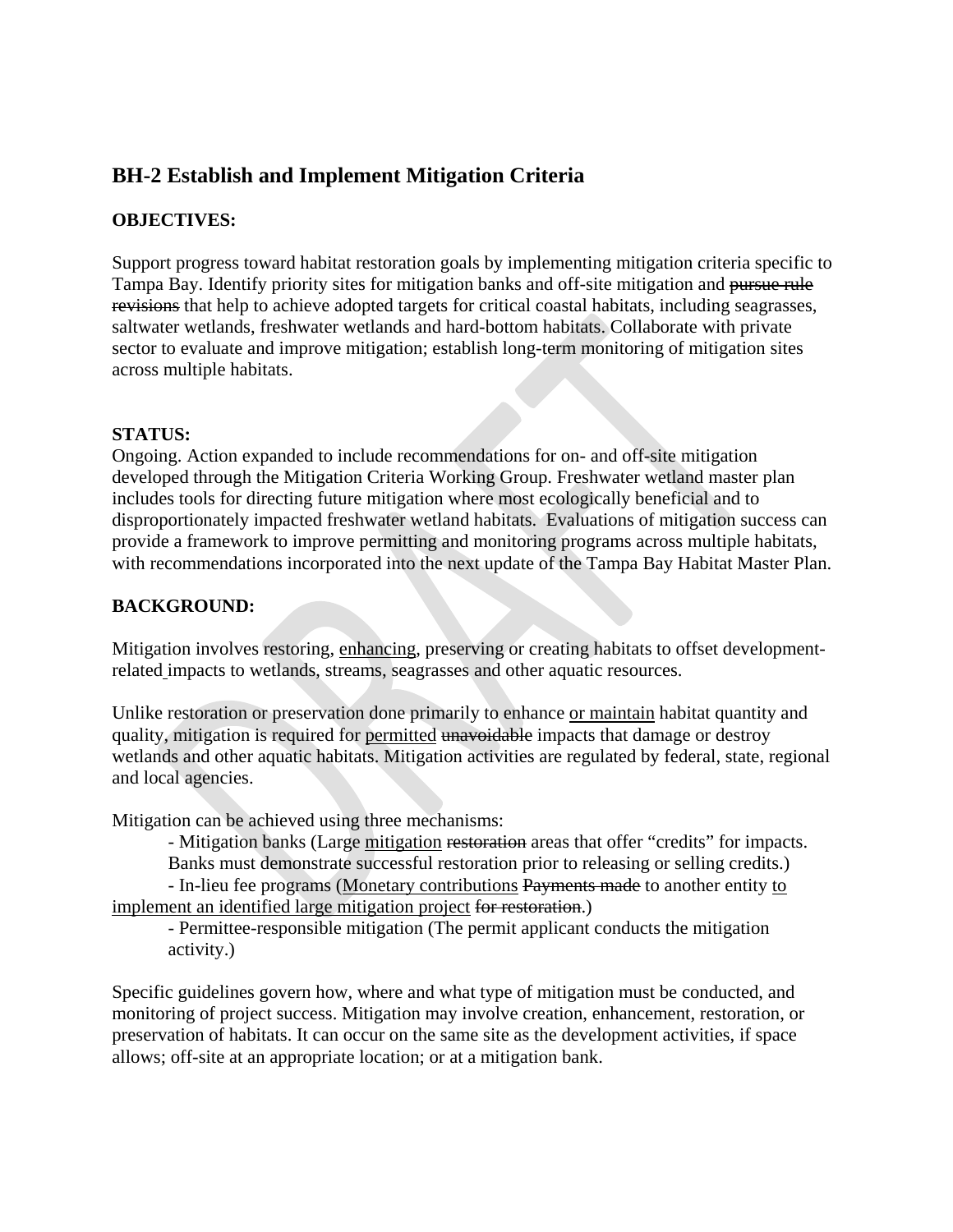## BH-2 Establish and Implement Mitigation Criteria

**OBJECTIVES:**

Support progress toward habitat restoration goals by implementing mitigation criteria specific to Tampa Bay. Identify priority sites for mitigation banks and off-site mitigation and ~~pursue rule revisions~~ that help to achieve adopted targets for critical coastal habitats, including seagrasses, saltwater wetlands, freshwater wetlands and hard-bottom habitats. Collaborate with private sector to evaluate and improve mitigation; establish long-term monitoring of mitigation sites across multiple habitats.

**STATUS:**

Ongoing. Action expanded to include recommendations for on- and off-site mitigation developed through the Mitigation Criteria Working Group. Freshwater wetland master plan includes tools for directing future mitigation where most ecologically beneficial and to disproportionately impacted freshwater wetland habitats. Evaluations of mitigation success can provide a framework to improve permitting and monitoring programs across multiple habitats, with recommendations incorporated into the next update of the Tampa Bay Habitat Master Plan.

**BACKGROUND:**

Mitigation involves restoring, <u>enhancing</u>, preserving or creating habitats to offset development-related impacts to wetlands, streams, seagrasses and other aquatic resources.

Unlike restoration or preservation done primarily to enhance <u>or maintain</u> habitat quantity and quality, mitigation is required for <u>permitted</u> ~~unavoidable~~ impacts that damage or destroy wetlands and other aquatic habitats. Mitigation activities are regulated by federal, state, regional and local agencies.

Mitigation can be achieved using three mechanisms:

- Mitigation banks (Large <u>mitigation</u> ~~restoration~~ areas that offer "credits" for impacts. Banks must demonstrate successful restoration prior to releasing or selling credits.)
- In-lieu fee programs (<u>Monetary contributions</u> ~~Payments made~~ to another entity <u>to implement an identified large mitigation project</u> ~~for restoration~~.)
- Permittee-responsible mitigation (The permit applicant conducts the mitigation activity.)

Specific guidelines govern how, where and what type of mitigation must be conducted, and monitoring of project success. Mitigation may involve creation, enhancement, restoration, or preservation of habitats. It can occur on the same site as the development activities, if space allows; off-site at an appropriate location; or at a mitigation bank.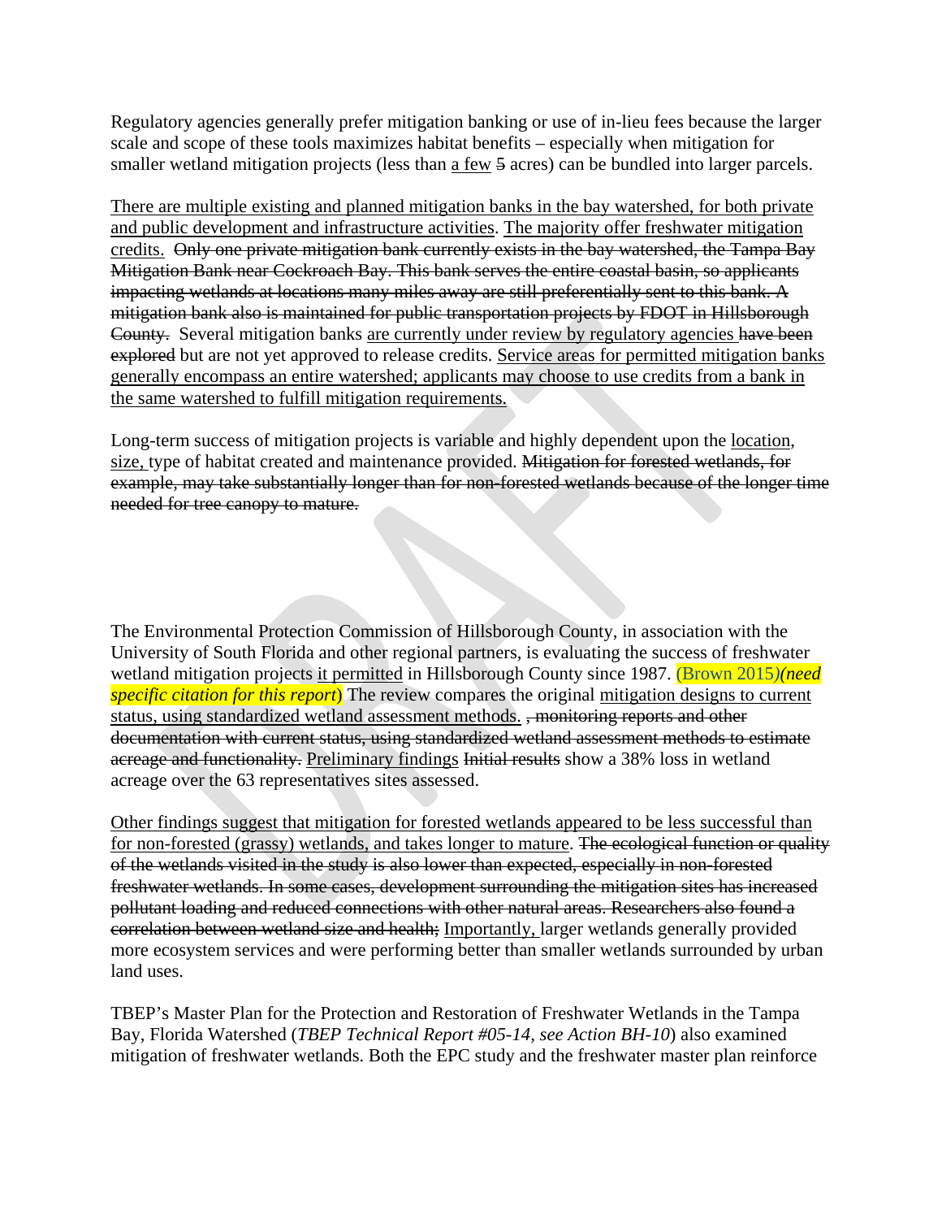Regulatory agencies generally prefer mitigation banking or use of in-lieu fees because the larger scale and scope of these tools maximizes habitat benefits – especially when mitigation for smaller wetland mitigation projects (less than a few ~~5~~ acres) can be bundled into larger parcels.

There are multiple existing and planned mitigation banks in the bay watershed, for both private and public development and infrastructure activities. The majority offer freshwater mitigation credits. ~~Only one private mitigation bank currently exists in the bay watershed, the Tampa Bay Mitigation Bank near Cockroach Bay. This bank serves the entire coastal basin, so applicants impacting wetlands at locations many miles away are still preferentially sent to this bank. A mitigation bank also is maintained for public transportation projects by FDOT in Hillsborough County.~~ Several mitigation banks are currently under review by regulatory agencies ~~have been explored~~ but are not yet approved to release credits. Service areas for permitted mitigation banks generally encompass an entire watershed; applicants may choose to use credits from a bank in the same watershed to fulfill mitigation requirements.

Long-term success of mitigation projects is variable and highly dependent upon the location, size, type of habitat created and maintenance provided. ~~Mitigation for forested wetlands, for example, may take substantially longer than for non-forested wetlands because of the longer time needed for tree canopy to mature.~~

The Environmental Protection Commission of Hillsborough County, in association with the University of South Florida and other regional partners, is evaluating the success of freshwater wetland mitigation projects it permitted in Hillsborough County since 1987. (Brown 2015)*(need specific citation for this report*) The review compares the original mitigation designs to current status, using standardized wetland assessment methods. ~~, monitoring reports and other documentation with current status, using standardized wetland assessment methods to estimate acreage and functionality.~~ Preliminary findings ~~Initial results~~ show a 38% loss in wetland acreage over the 63 representatives sites assessed.

Other findings suggest that mitigation for forested wetlands appeared to be less successful than for non-forested (grassy) wetlands, and takes longer to mature. ~~The ecological function or quality of the wetlands visited in the study is also lower than expected, especially in non-forested freshwater wetlands. In some cases, development surrounding the mitigation sites has increased pollutant loading and reduced connections with other natural areas. Researchers also found a correlation between wetland size and health;~~ Importantly, larger wetlands generally provided more ecosystem services and were performing better than smaller wetlands surrounded by urban land uses.

TBEP's Master Plan for the Protection and Restoration of Freshwater Wetlands in the Tampa Bay, Florida Watershed (*TBEP Technical Report #05-14, see Action BH-10*) also examined mitigation of freshwater wetlands. Both the EPC study and the freshwater master plan reinforce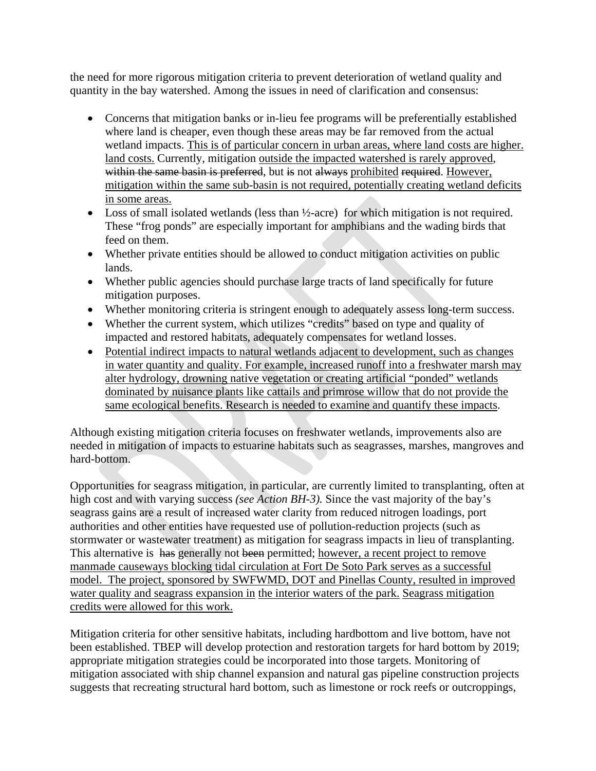the need for more rigorous mitigation criteria to prevent deterioration of wetland quality and quantity in the bay watershed. Among the issues in need of clarification and consensus:

- Concerns that mitigation banks or in-lieu fee programs will be preferentially established where land is cheaper, even though these areas may be far removed from the actual wetland impacts. This is of particular concern in urban areas, where land costs are higher. land costs. Currently, mitigation outside the impacted watershed is rarely approved, ~~within the same basin is preferred~~, but ~~is~~ not ~~always~~ prohibited ~~required~~. However, mitigation within the same sub-basin is not required, potentially creating wetland deficits in some areas.
- Loss of small isolated wetlands (less than ½-acre) for which mitigation is not required. These "frog ponds" are especially important for amphibians and the wading birds that feed on them.
- Whether private entities should be allowed to conduct mitigation activities on public lands.
- Whether public agencies should purchase large tracts of land specifically for future mitigation purposes.
- Whether monitoring criteria is stringent enough to adequately assess long-term success.
- Whether the current system, which utilizes "credits" based on type and quality of impacted and restored habitats, adequately compensates for wetland losses.
- Potential indirect impacts to natural wetlands adjacent to development, such as changes in water quantity and quality. For example, increased runoff into a freshwater marsh may alter hydrology, drowning native vegetation or creating artificial "ponded" wetlands dominated by nuisance plants like cattails and primrose willow that do not provide the same ecological benefits. Research is needed to examine and quantify these impacts.

Although existing mitigation criteria focuses on freshwater wetlands, improvements also are needed in mitigation of impacts to estuarine habitats such as seagrasses, marshes, mangroves and hard-bottom.

Opportunities for seagrass mitigation, in particular, are currently limited to transplanting, often at high cost and with varying success *(see Action BH-3).* Since the vast majority of the bay's seagrass gains are a result of increased water clarity from reduced nitrogen loadings, port authorities and other entities have requested use of pollution-reduction projects (such as stormwater or wastewater treatment) as mitigation for seagrass impacts in lieu of transplanting. This alternative is ~~has~~ generally not ~~been~~ permitted; however, a recent project to remove manmade causeways blocking tidal circulation at Fort De Soto Park serves as a successful model. The project, sponsored by SWFWMD, DOT and Pinellas County, resulted in improved water quality and seagrass expansion in the interior waters of the park. Seagrass mitigation credits were allowed for this work.

Mitigation criteria for other sensitive habitats, including hardbottom and live bottom, have not been established. TBEP will develop protection and restoration targets for hard bottom by 2019; appropriate mitigation strategies could be incorporated into those targets. Monitoring of mitigation associated with ship channel expansion and natural gas pipeline construction projects suggests that recreating structural hard bottom, such as limestone or rock reefs or outcroppings,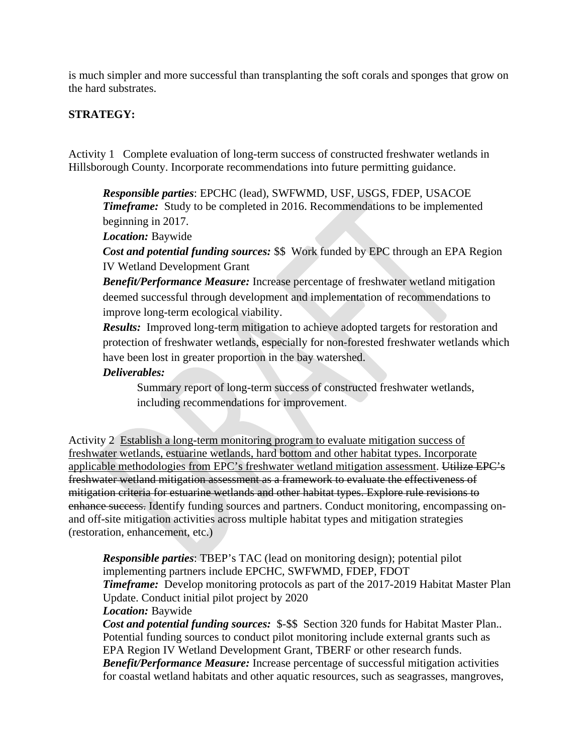is much simpler and more successful than transplanting the soft corals and sponges that grow on the hard substrates.

**STRATEGY:**

Activity 1 Complete evaluation of long-term success of constructed freshwater wetlands in Hillsborough County. Incorporate recommendations into future permitting guidance.

> ***Responsible parties***: EPCHC (lead), SWFWMD, USF, USGS, FDEP, USACOE
> ***Timeframe:*** Study to be completed in 2016. Recommendations to be implemented beginning in 2017.
> ***Location:*** Baywide
> ***Cost and potential funding sources:*** $$ Work funded by EPC through an EPA Region IV Wetland Development Grant
> ***Benefit/Performance Measure:*** Increase percentage of freshwater wetland mitigation deemed successful through development and implementation of recommendations to improve long-term ecological viability.
> ***Results:*** Improved long-term mitigation to achieve adopted targets for restoration and protection of freshwater wetlands, especially for non-forested freshwater wetlands which have been lost in greater proportion in the bay watershed.
> ***Deliverables:***
>
> Summary report of long-term success of constructed freshwater wetlands, including recommendations for improvement.

Activity 2 <u>Establish a long-term monitoring program to evaluate mitigation success of freshwater wetlands, estuarine wetlands, hard bottom and other habitat types. Incorporate applicable methodologies from EPC's freshwater wetland mitigation assessment</u>. ~~Utilize EPC's freshwater wetland mitigation assessment as a framework to evaluate the effectiveness of mitigation criteria for estuarine wetlands and other habitat types. Explore rule revisions to enhance success.~~ Identify funding sources and partners. Conduct monitoring, encompassing on- and off-site mitigation activities across multiple habitat types and mitigation strategies (restoration, enhancement, etc.)

> ***Responsible parties***: TBEP's TAC (lead on monitoring design); potential pilot implementing partners include EPCHC, SWFWMD, FDEP, FDOT
> ***Timeframe:*** Develop monitoring protocols as part of the 2017-2019 Habitat Master Plan Update. Conduct initial pilot project by 2020
> ***Location:*** Baywide
> ***Cost and potential funding sources:*** $-$$ Section 320 funds for Habitat Master Plan.. Potential funding sources to conduct pilot monitoring include external grants such as EPA Region IV Wetland Development Grant, TBERF or other research funds.
> ***Benefit/Performance Measure:*** Increase percentage of successful mitigation activities for coastal wetland habitats and other aquatic resources, such as seagrasses, mangroves,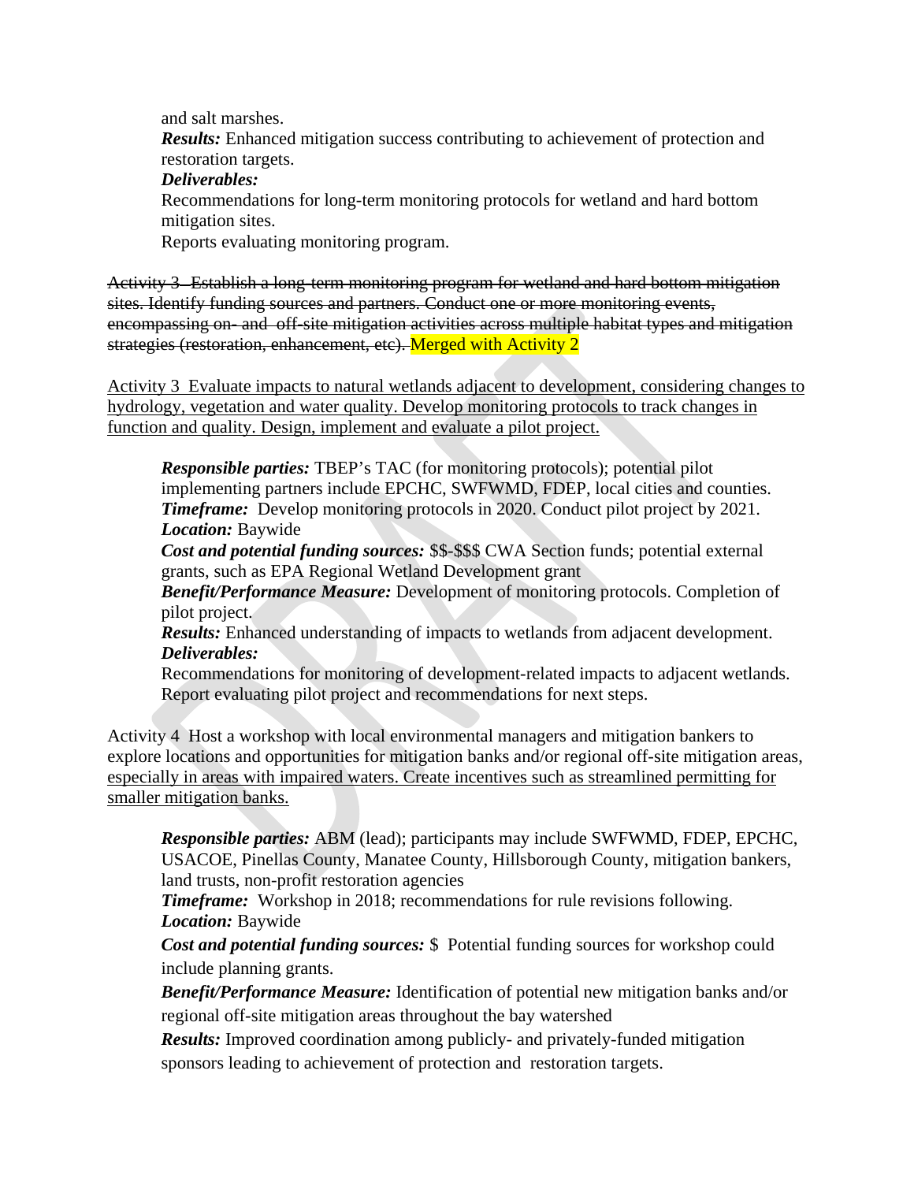and salt marshes.

***Results:*** Enhanced mitigation success contributing to achievement of protection and restoration targets.

***Deliverables:***

Recommendations for long-term monitoring protocols for wetland and hard bottom mitigation sites.

Reports evaluating monitoring program.

~~Activity 3 Establish a long-term monitoring program for wetland and hard bottom mitigation sites. Identify funding sources and partners. Conduct one or more monitoring events, encompassing on- and off-site mitigation activities across multiple habitat types and mitigation strategies (restoration, enhancement, etc).~~ Merged with Activity 2

<u>Activity 3 Evaluate impacts to natural wetlands adjacent to development, considering changes to hydrology, vegetation and water quality. Develop monitoring protocols to track changes in function and quality. Design, implement and evaluate a pilot project.</u>

***Responsible parties:*** TBEP's TAC (for monitoring protocols); potential pilot implementing partners include EPCHC, SWFWMD, FDEP, local cities and counties.

***Timeframe:*** Develop monitoring protocols in 2020. Conduct pilot project by 2021.

***Location:*** Baywide

***Cost and potential funding sources:*** $$-$$$ CWA Section funds; potential external grants, such as EPA Regional Wetland Development grant

***Benefit/Performance Measure:*** Development of monitoring protocols. Completion of pilot project.

***Results:*** Enhanced understanding of impacts to wetlands from adjacent development.

***Deliverables:***

Recommendations for monitoring of development-related impacts to adjacent wetlands.

Report evaluating pilot project and recommendations for next steps.

Activity 4 Host a workshop with local environmental managers and mitigation bankers to explore locations and opportunities for mitigation banks and/or regional off-site mitigation areas, <u>especially in areas with impaired waters. Create incentives such as streamlined permitting for smaller mitigation banks.</u>

***Responsible parties:*** ABM (lead); participants may include SWFWMD, FDEP, EPCHC, USACOE, Pinellas County, Manatee County, Hillsborough County, mitigation bankers, land trusts, non-profit restoration agencies

***Timeframe:*** Workshop in 2018; recommendations for rule revisions following.

***Location:*** Baywide

***Cost and potential funding sources:*** $ Potential funding sources for workshop could include planning grants.

***Benefit/Performance Measure:*** Identification of potential new mitigation banks and/or regional off-site mitigation areas throughout the bay watershed

***Results:*** Improved coordination among publicly- and privately-funded mitigation sponsors leading to achievement of protection and restoration targets.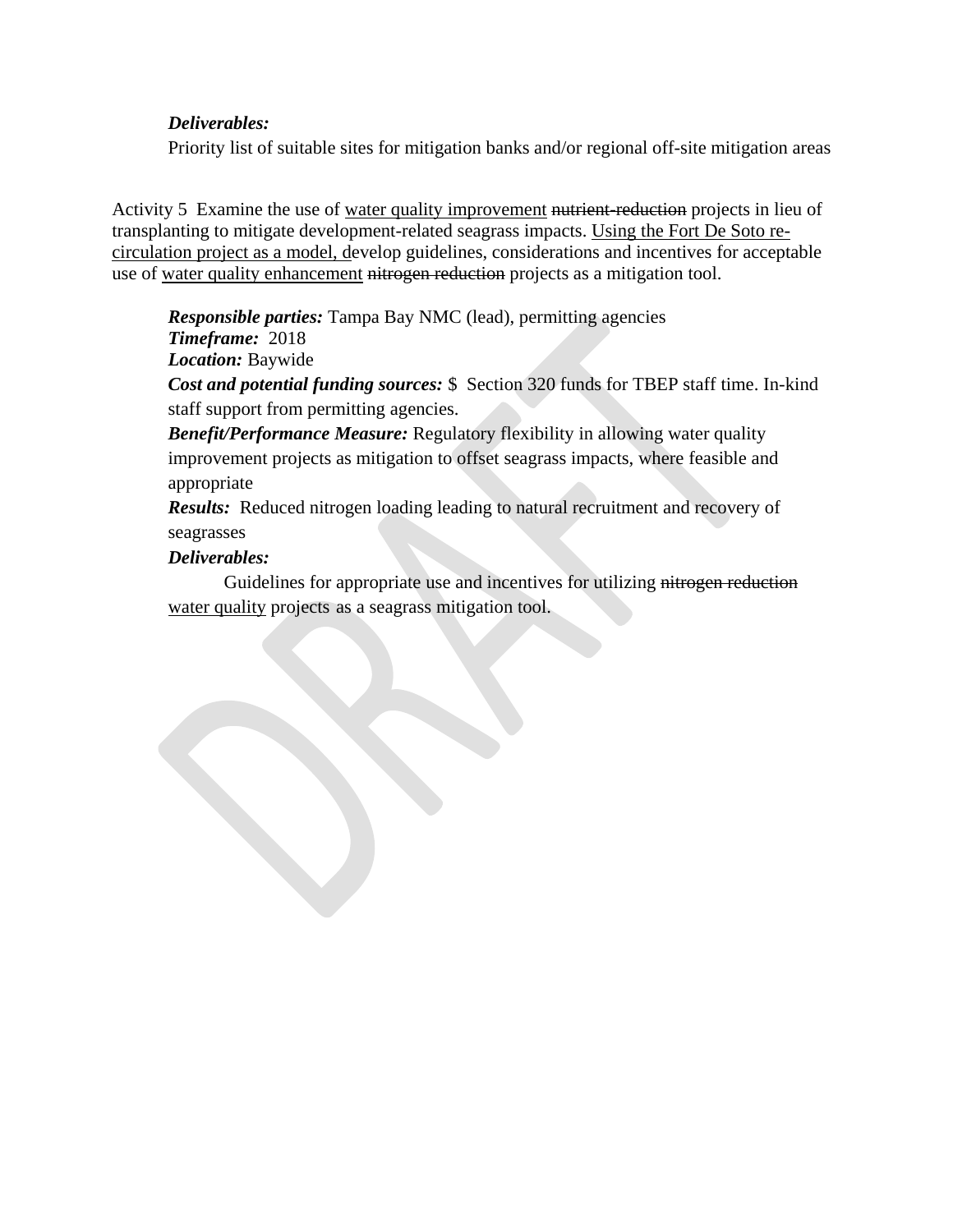***Deliverables:***

Priority list of suitable sites for mitigation banks and/or regional off-site mitigation areas

Activity 5 Examine the use of <u>water quality improvement</u> ~~nutrient-reduction~~ projects in lieu of transplanting to mitigate development-related seagrass impacts. <u>Using the Fort De Soto re-circulation project as a model, d</u>evelop guidelines, considerations and incentives for acceptable use of <u>water quality enhancement</u> ~~nitrogen reduction~~ projects as a mitigation tool.

***Responsible parties:*** Tampa Bay NMC (lead), permitting agencies
***Timeframe:*** 2018
***Location:*** Baywide
***Cost and potential funding sources:*** $ Section 320 funds for TBEP staff time. In-kind staff support from permitting agencies.
***Benefit/Performance Measure:*** Regulatory flexibility in allowing water quality improvement projects as mitigation to offset seagrass impacts, where feasible and appropriate
***Results:*** Reduced nitrogen loading leading to natural recruitment and recovery of seagrasses
***Deliverables:***

Guidelines for appropriate use and incentives for utilizing ~~nitrogen reduction~~ <u>water quality</u> projects as a seagrass mitigation tool.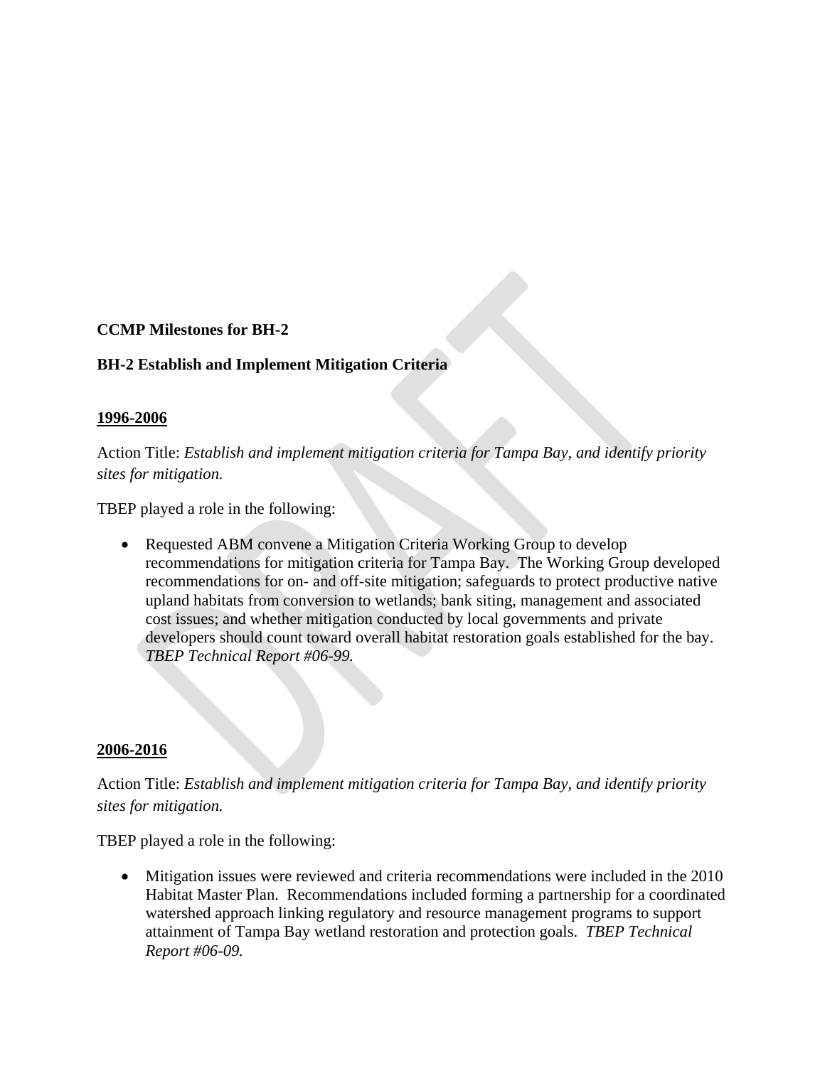**CCMP Milestones for BH-2**

**BH-2 Establish and Implement Mitigation Criteria**

**1996-2006**

Action Title: *Establish and implement mitigation criteria for Tampa Bay, and identify priority sites for mitigation.*

TBEP played a role in the following:

- Requested ABM convene a Mitigation Criteria Working Group to develop recommendations for mitigation criteria for Tampa Bay. The Working Group developed recommendations for on- and off-site mitigation; safeguards to protect productive native upland habitats from conversion to wetlands; bank siting, management and associated cost issues; and whether mitigation conducted by local governments and private developers should count toward overall habitat restoration goals established for the bay. *TBEP Technical Report #06-99.*

**2006-2016**

Action Title: *Establish and implement mitigation criteria for Tampa Bay, and identify priority sites for mitigation.*

TBEP played a role in the following:

- Mitigation issues were reviewed and criteria recommendations were included in the 2010 Habitat Master Plan. Recommendations included forming a partnership for a coordinated watershed approach linking regulatory and resource management programs to support attainment of Tampa Bay wetland restoration and protection goals. *TBEP Technical Report #06-09.*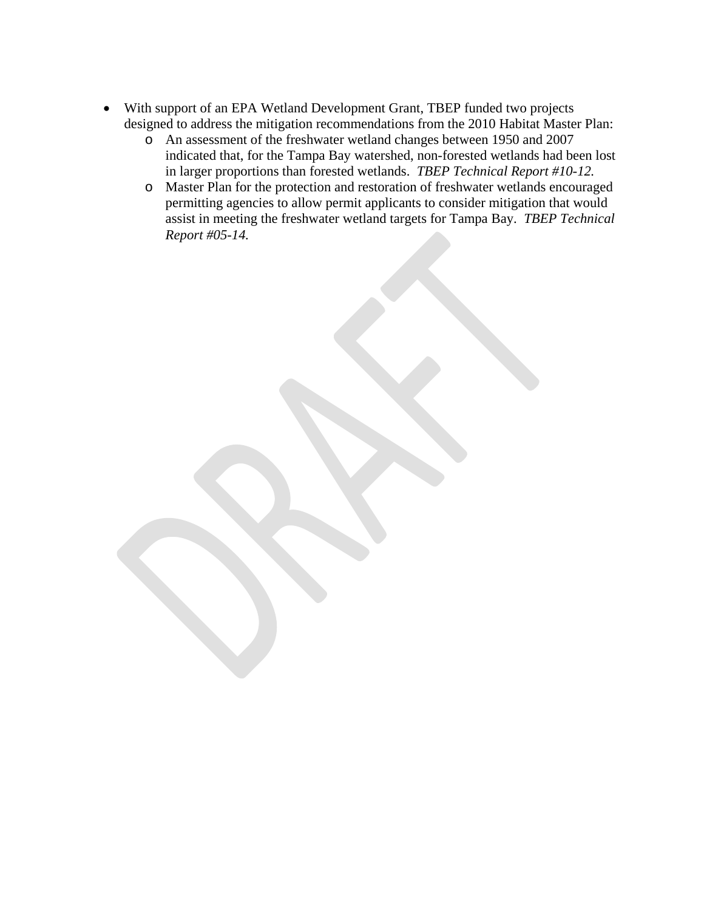- With support of an EPA Wetland Development Grant, TBEP funded two projects designed to address the mitigation recommendations from the 2010 Habitat Master Plan:
  - An assessment of the freshwater wetland changes between 1950 and 2007 indicated that, for the Tampa Bay watershed, non-forested wetlands had been lost in larger proportions than forested wetlands. *TBEP Technical Report #10-12.*
  - Master Plan for the protection and restoration of freshwater wetlands encouraged permitting agencies to allow permit applicants to consider mitigation that would assist in meeting the freshwater wetland targets for Tampa Bay. *TBEP Technical Report #05-14.*